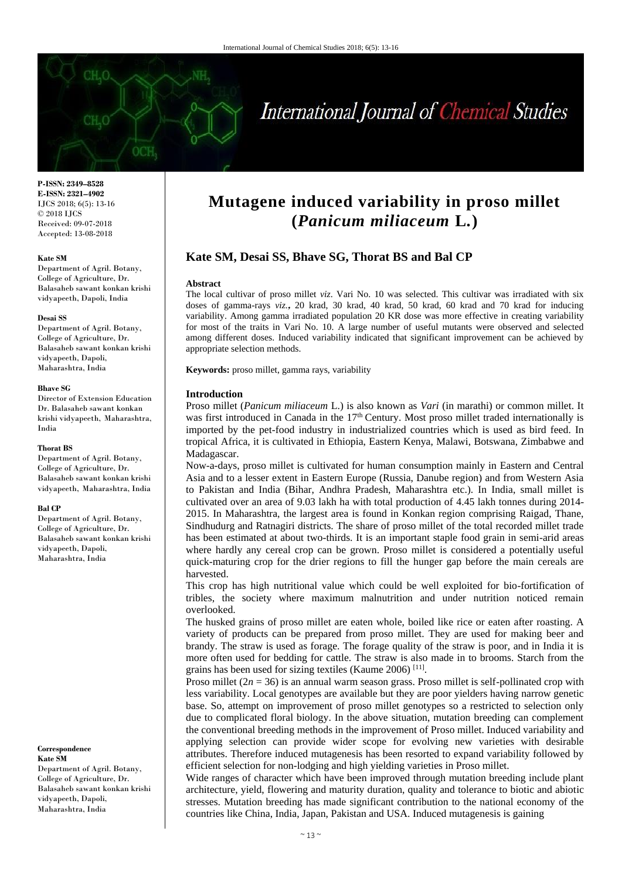P-ISSN: 2349–8528
E-ISSN: 2321–4902
IJCS 2018; 6(5): 13-16
© 2018 IJCS
Received: 09-07-2018
Accepted: 13-08-2018

**Kate SM**
Department of Agril. Botany, College of Agriculture, Dr. Balasaheb sawant konkan krishi vidyapeeth, Dapoli, India

**Desai SS**
Department of Agril. Botany, College of Agriculture, Dr. Balasaheb sawant konkan krishi vidyapeeth, Dapoli, Maharashtra, India

**Bhave SG**
Director of Extension Education Dr. Balasaheb sawant konkan krishi vidyapeeth, Maharashtra, India

**Thorat BS**
Department of Agril. Botany, College of Agriculture, Dr. Balasaheb sawant konkan krishi vidyapeeth, Maharashtra, India

**Bal CP**
Department of Agril. Botany, College of Agriculture, Dr. Balasaheb sawant konkan krishi vidyapeeth, Dapoli, Maharashtra, India

**Correspondence**
**Kate SM**
Department of Agril. Botany, College of Agriculture, Dr. Balasaheb sawant konkan krishi vidyapeeth, Dapoli, Maharashtra, India

# Mutagene induced variability in proso millet (*Panicum miliaceum* L.)

## Kate SM, Desai SS, Bhave SG, Thorat BS and Bal CP

### Abstract

The local cultivar of proso millet *viz*. Vari No. 10 was selected. This cultivar was irradiated with six doses of gamma-rays *viz.*, 20 krad, 30 krad, 40 krad, 50 krad, 60 krad and 70 krad for inducing variability. Among gamma irradiated population 20 KR dose was more effective in creating variability for most of the traits in Vari No. 10. A large number of useful mutants were observed and selected among different doses. Induced variability indicated that significant improvement can be achieved by appropriate selection methods.

**Keywords:** proso millet, gamma rays, variability

### Introduction

Proso millet (*Panicum miliaceum* L.) is also known as *Vari* (in marathi) or common millet. It was first introduced in Canada in the 17th Century. Most proso millet traded internationally is imported by the pet-food industry in industrialized countries which is used as bird feed. In tropical Africa, it is cultivated in Ethiopia, Eastern Kenya, Malawi, Botswana, Zimbabwe and Madagascar.

Now-a-days, proso millet is cultivated for human consumption mainly in Eastern and Central Asia and to a lesser extent in Eastern Europe (Russia, Danube region) and from Western Asia to Pakistan and India (Bihar, Andhra Pradesh, Maharashtra etc.). In India, small millet is cultivated over an area of 9.03 lakh ha with total production of 4.45 lakh tonnes during 2014-2015. In Maharashtra, the largest area is found in Konkan region comprising Raigad, Thane, Sindhudurg and Ratnagiri districts. The share of proso millet of the total recorded millet trade has been estimated at about two-thirds. It is an important staple food grain in semi-arid areas where hardly any cereal crop can be grown. Proso millet is considered a potentially useful quick-maturing crop for the drier regions to fill the hunger gap before the main cereals are harvested.

This crop has high nutritional value which could be well exploited for bio-fortification of tribles, the society where maximum malnutrition and under nutrition noticed remain overlooked.

The husked grains of proso millet are eaten whole, boiled like rice or eaten after roasting. A variety of products can be prepared from proso millet. They are used for making beer and brandy. The straw is used as forage. The forage quality of the straw is poor, and in India it is more often used for bedding for cattle. The straw is also made in to brooms. Starch from the grains has been used for sizing textiles (Kaume 2006) [11].

Proso millet ($2n = 36$) is an annual warm season grass. Proso millet is self-pollinated crop with less variability. Local genotypes are available but they are poor yielders having narrow genetic base. So, attempt on improvement of proso millet genotypes so a restricted to selection only due to complicated floral biology. In the above situation, mutation breeding can complement the conventional breeding methods in the improvement of Proso millet. Induced variability and applying selection can provide wider scope for evolving new varieties with desirable attributes. Therefore induced mutagenesis has been resorted to expand variability followed by efficient selection for non-lodging and high yielding varieties in Proso millet.

Wide ranges of character which have been improved through mutation breeding include plant architecture, yield, flowering and maturity duration, quality and tolerance to biotic and abiotic stresses. Mutation breeding has made significant contribution to the national economy of the countries like China, India, Japan, Pakistan and USA. Induced mutagenesis is gaining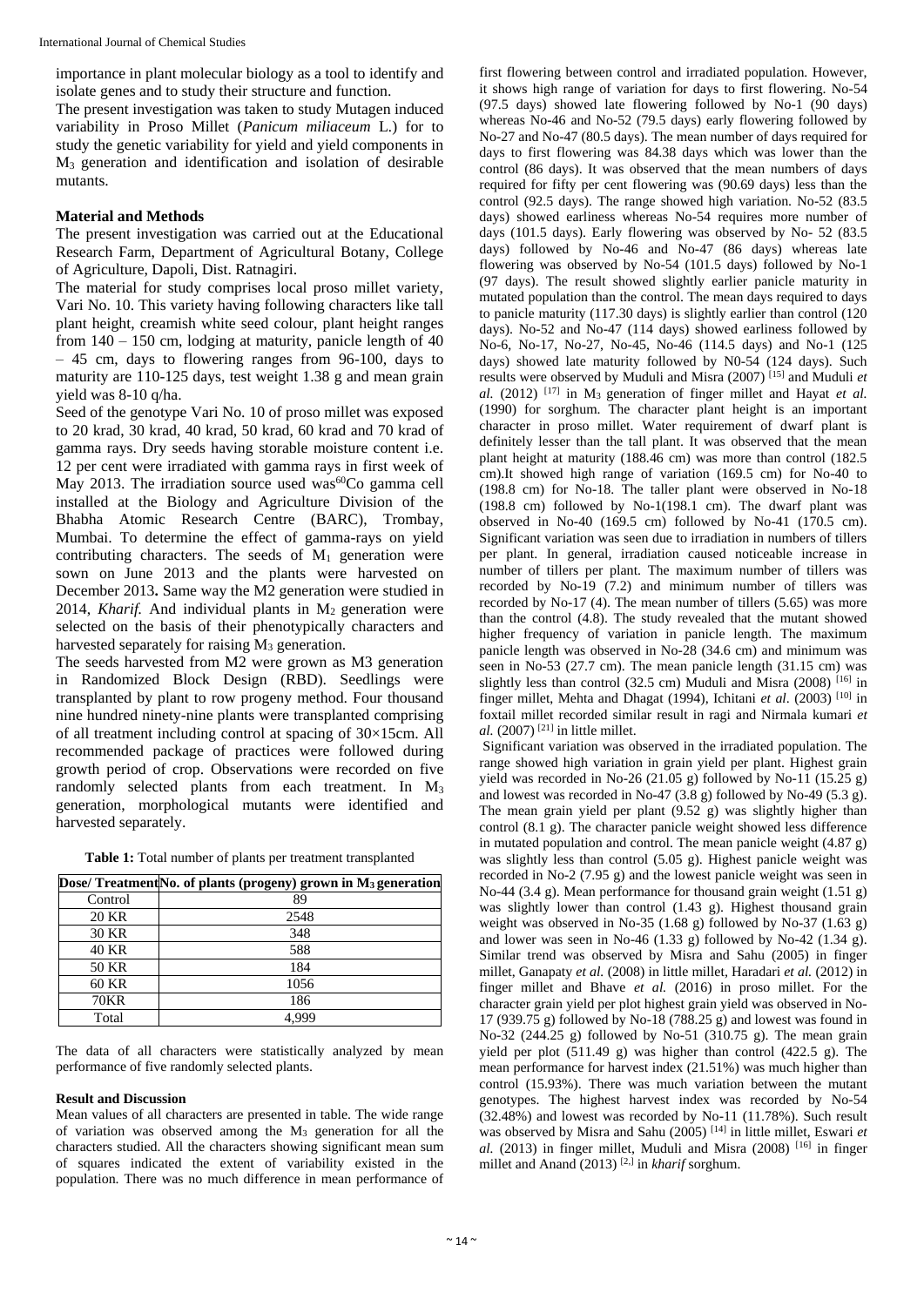importance in plant molecular biology as a tool to identify and isolate genes and to study their structure and function.

The present investigation was taken to study Mutagen induced variability in Proso Millet (*Panicum miliaceum* L.) for to study the genetic variability for yield and yield components in $M_3$ generation and identification and isolation of desirable mutants.

## Material and Methods

The present investigation was carried out at the Educational Research Farm, Department of Agricultural Botany, College of Agriculture, Dapoli, Dist. Ratnagiri.

The material for study comprises local proso millet variety, Vari No. 10. This variety having following characters like tall plant height, creamish white seed colour, plant height ranges from 140 – 150 cm, lodging at maturity, panicle length of 40 – 45 cm, days to flowering ranges from 96-100, days to maturity are 110-125 days, test weight 1.38 g and mean grain yield was 8-10 q/ha.

Seed of the genotype Vari No. 10 of proso millet was exposed to 20 krad, 30 krad, 40 krad, 50 krad, 60 krad and 70 krad of gamma rays. Dry seeds having storable moisture content i.e. 12 per cent were irradiated with gamma rays in first week of May 2013. The irradiation source used was$^{60}$Co gamma cell installed at the Biology and Agriculture Division of the Bhabha Atomic Research Centre (BARC), Trombay, Mumbai. To determine the effect of gamma-rays on yield contributing characters. The seeds of $M_1$ generation were sown on June 2013 and the plants were harvested on December 2013**.** Same way the M2 generation were studied in 2014, *Kharif.* And individual plants in $M_2$ generation were selected on the basis of their phenotypically characters and harvested separately for raising $M_3$ generation.

The seeds harvested from M2 were grown as M3 generation in Randomized Block Design (RBD). Seedlings were transplanted by plant to row progeny method. Four thousand nine hundred ninety-nine plants were transplanted comprising of all treatment including control at spacing of 30×15cm. All recommended package of practices were followed during growth period of crop. Observations were recorded on five randomly selected plants from each treatment. In $M_3$ generation, morphological mutants were identified and harvested separately.

**Table 1:** Total number of plants per treatment transplanted

| Dose/ Treatment | No. of plants (progeny) grown in $M_3$ generation |
|---|---|
| Control | 89 |
| 20 KR | 2548 |
| 30 KR | 348 |
| 40 KR | 588 |
| 50 KR | 184 |
| 60 KR | 1056 |
| 70KR | 186 |
| Total | 4,999 |

The data of all characters were statistically analyzed by mean performance of five randomly selected plants.

## Result and Discussion

Mean values of all characters are presented in table. The wide range of variation was observed among the $M_3$ generation for all the characters studied. All the characters showing significant mean sum of squares indicated the extent of variability existed in the population. There was no much difference in mean performance of first flowering between control and irradiated population. However, it shows high range of variation for days to first flowering. No-54 (97.5 days) showed late flowering followed by No-1 (90 days) whereas No-46 and No-52 (79.5 days) early flowering followed by No-27 and No-47 (80.5 days). The mean number of days required for days to first flowering was 84.38 days which was lower than the control (86 days). It was observed that the mean numbers of days required for fifty per cent flowering was (90.69 days) less than the control (92.5 days). The range showed high variation. No-52 (83.5 days) showed earliness whereas No-54 requires more number of days (101.5 days). Early flowering was observed by No- 52 (83.5 days) followed by No-46 and No-47 (86 days) whereas late flowering was observed by No-54 (101.5 days) followed by No-1 (97 days). The result showed slightly earlier panicle maturity in mutated population than the control. The mean days required to days to panicle maturity (117.30 days) is slightly earlier than control (120 days). No-52 and No-47 (114 days) showed earliness followed by No-6, No-17, No-27, No-45, No-46 (114.5 days) and No-1 (125 days) showed late maturity followed by N0-54 (124 days). Such results were observed by Muduli and Misra (2007) [15] and Muduli *et al.* (2012) [17] in $M_3$ generation of finger millet and Hayat *et al.* (1990) for sorghum. The character plant height is an important character in proso millet. Water requirement of dwarf plant is definitely lesser than the tall plant. It was observed that the mean plant height at maturity (188.46 cm) was more than control (182.5 cm).It showed high range of variation (169.5 cm) for No-40 to (198.8 cm) for No-18. The taller plant were observed in No-18 (198.8 cm) followed by No-1(198.1 cm). The dwarf plant was observed in No-40 (169.5 cm) followed by No-41 (170.5 cm). Significant variation was seen due to irradiation in numbers of tillers per plant. In general, irradiation caused noticeable increase in number of tillers per plant. The maximum number of tillers was recorded by No-19 (7.2) and minimum number of tillers was recorded by No-17 (4). The mean number of tillers (5.65) was more than the control (4.8). The study revealed that the mutant showed higher frequency of variation in panicle length. The maximum panicle length was observed in No-28 (34.6 cm) and minimum was seen in No-53 (27.7 cm). The mean panicle length (31.15 cm) was slightly less than control (32.5 cm) Muduli and Misra (2008) [16] in finger millet, Mehta and Dhagat (1994), Ichitani *et al*. (2003) [10] in foxtail millet recorded similar result in ragi and Nirmala kumari *et al.* (2007) [21] in little millet.

Significant variation was observed in the irradiated population. The range showed high variation in grain yield per plant. Highest grain yield was recorded in No-26 (21.05 g) followed by No-11 (15.25 g) and lowest was recorded in No-47 (3.8 g) followed by No-49 (5.3 g). The mean grain yield per plant (9.52 g) was slightly higher than control (8.1 g). The character panicle weight showed less difference in mutated population and control. The mean panicle weight (4.87 g) was slightly less than control (5.05 g). Highest panicle weight was recorded in No-2 (7.95 g) and the lowest panicle weight was seen in No-44 (3.4 g). Mean performance for thousand grain weight (1.51 g) was slightly lower than control (1.43 g). Highest thousand grain weight was observed in No-35 (1.68 g) followed by No-37 (1.63 g) and lower was seen in No-46 (1.33 g) followed by No-42 (1.34 g). Similar trend was observed by Misra and Sahu (2005) in finger millet, Ganapaty *et al.* (2008) in little millet, Haradari *et al.* (2012) in finger millet and Bhave *et al.* (2016) in proso millet. For the character grain yield per plot highest grain yield was observed in No-17 (939.75 g) followed by No-18 (788.25 g) and lowest was found in No-32 (244.25 g) followed by No-51 (310.75 g). The mean grain yield per plot (511.49 g) was higher than control (422.5 g). The mean performance for harvest index (21.51%) was much higher than control (15.93%). There was much variation between the mutant genotypes. The highest harvest index was recorded by No-54 (32.48%) and lowest was recorded by No-11 (11.78%). Such result was observed by Misra and Sahu (2005) [14] in little millet, Eswari *et al.* (2013) in finger millet, Muduli and Misra (2008) [16] in finger millet and Anand (2013) [2,] in *kharif* sorghum.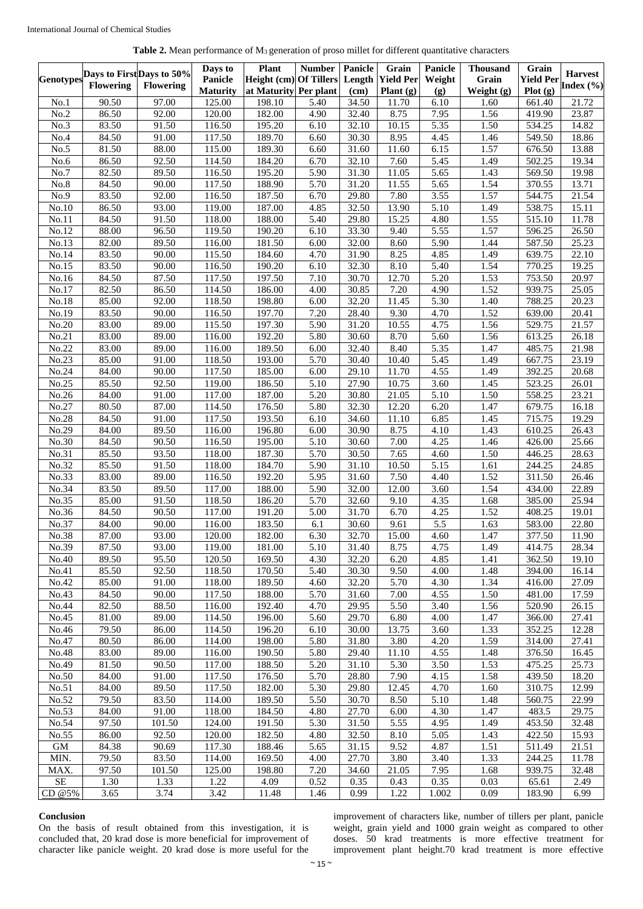**Table 2.** Mean performance of $M_3$ generation of proso millet for different quantitative characters

| Genotypes | Days to First Flowering | Days to 50% Flowering | Days to Panicle Maturity | Plant Height (cm) at Maturity | Number Of Tillers Per plant | Panicle Length (cm) | Grain Yield Per Plant (g) | Panicle Weight (g) | Thousand Grain Weight (g) | Grain Yield Per Plot (g) | Harvest Index (%) |
|---|---|---|---|---|---|---|---|---|---|---|---|
| No.1 | 90.50 | 97.00 | 125.00 | 198.10 | 5.40 | 34.50 | 11.70 | 6.10 | 1.60 | 661.40 | 21.72 |
| No.2 | 86.50 | 92.00 | 120.00 | 182.00 | 4.90 | 32.40 | 8.75 | 7.95 | 1.56 | 419.90 | 23.87 |
| No.3 | 83.50 | 91.50 | 116.50 | 195.20 | 6.10 | 32.10 | 10.15 | 5.35 | 1.50 | 534.25 | 14.82 |
| No.4 | 84.50 | 91.00 | 117.50 | 189.70 | 6.60 | 30.30 | 8.95 | 4.45 | 1.46 | 549.50 | 18.86 |
| No.5 | 81.50 | 88.00 | 115.00 | 189.30 | 6.60 | 31.60 | 11.60 | 6.15 | 1.57 | 676.50 | 13.88 |
| No.6 | 86.50 | 92.50 | 114.50 | 184.20 | 6.70 | 32.10 | 7.60 | 5.45 | 1.49 | 502.25 | 19.34 |
| No.7 | 82.50 | 89.50 | 116.50 | 195.20 | 5.90 | 31.30 | 11.05 | 5.65 | 1.43 | 569.50 | 19.98 |
| No.8 | 84.50 | 90.00 | 117.50 | 188.90 | 5.70 | 31.20 | 11.55 | 5.65 | 1.54 | 370.55 | 13.71 |
| No.9 | 83.50 | 92.00 | 116.50 | 187.50 | 6.70 | 29.80 | 7.80 | 3.55 | 1.57 | 544.75 | 21.54 |
| No.10 | 86.50 | 93.00 | 119.00 | 187.00 | 4.85 | 32.50 | 13.90 | 5.10 | 1.49 | 538.75 | 15.11 |
| No.11 | 84.50 | 91.50 | 118.00 | 188.00 | 5.40 | 29.80 | 15.25 | 4.80 | 1.55 | 515.10 | 11.78 |
| No.12 | 88.00 | 96.50 | 119.50 | 190.20 | 6.10 | 33.30 | 9.40 | 5.55 | 1.57 | 596.25 | 26.50 |
| No.13 | 82.00 | 89.50 | 116.00 | 181.50 | 6.00 | 32.00 | 8.60 | 5.90 | 1.44 | 587.50 | 25.23 |
| No.14 | 83.50 | 90.00 | 115.50 | 184.60 | 4.70 | 31.90 | 8.25 | 4.85 | 1.49 | 639.75 | 22.10 |
| No.15 | 83.50 | 90.00 | 116.50 | 190.20 | 6.10 | 32.30 | 8.10 | 5.40 | 1.54 | 770.25 | 19.25 |
| No.16 | 84.50 | 87.50 | 117.50 | 197.50 | 7.10 | 30.70 | 12.70 | 5.20 | 1.53 | 753.50 | 20.97 |
| No.17 | 82.50 | 86.50 | 114.50 | 186.00 | 4.00 | 30.85 | 7.20 | 4.90 | 1.52 | 939.75 | 25.05 |
| No.18 | 85.00 | 92.00 | 118.50 | 198.80 | 6.00 | 32.20 | 11.45 | 5.30 | 1.40 | 788.25 | 20.23 |
| No.19 | 83.50 | 90.00 | 116.50 | 197.70 | 7.20 | 28.40 | 9.30 | 4.70 | 1.52 | 639.00 | 20.41 |
| No.20 | 83.00 | 89.00 | 115.50 | 197.30 | 5.90 | 31.20 | 10.55 | 4.75 | 1.56 | 529.75 | 21.57 |
| No.21 | 83.00 | 89.00 | 116.00 | 192.20 | 5.80 | 30.60 | 8.70 | 5.60 | 1.56 | 613.25 | 26.18 |
| No.22 | 83.00 | 89.00 | 116.00 | 189.50 | 6.00 | 32.40 | 8.40 | 5.35 | 1.47 | 485.75 | 21.98 |
| No.23 | 85.00 | 91.00 | 118.50 | 193.00 | 5.70 | 30.40 | 10.40 | 5.45 | 1.49 | 667.75 | 23.19 |
| No.24 | 84.00 | 90.00 | 117.50 | 185.00 | 6.00 | 29.10 | 11.70 | 4.55 | 1.49 | 392.25 | 20.68 |
| No.25 | 85.50 | 92.50 | 119.00 | 186.50 | 5.10 | 27.90 | 10.75 | 3.60 | 1.45 | 523.25 | 26.01 |
| No.26 | 84.00 | 91.00 | 117.00 | 187.00 | 5.20 | 30.80 | 21.05 | 5.10 | 1.50 | 558.25 | 23.21 |
| No.27 | 80.50 | 87.00 | 114.50 | 176.50 | 5.80 | 32.30 | 12.20 | 6.20 | 1.47 | 679.75 | 16.18 |
| No.28 | 84.50 | 91.00 | 117.50 | 193.50 | 6.10 | 34.60 | 11.10 | 6.85 | 1.45 | 715.75 | 19.29 |
| No.29 | 84.00 | 89.50 | 116.00 | 196.80 | 6.00 | 30.90 | 8.75 | 4.10 | 1.43 | 610.25 | 26.43 |
| No.30 | 84.50 | 90.50 | 116.50 | 195.00 | 5.10 | 30.60 | 7.00 | 4.25 | 1.46 | 426.00 | 25.66 |
| No.31 | 85.50 | 93.50 | 118.00 | 187.30 | 5.70 | 30.50 | 7.65 | 4.60 | 1.50 | 446.25 | 28.63 |
| No.32 | 85.50 | 91.50 | 118.00 | 184.70 | 5.90 | 31.10 | 10.50 | 5.15 | 1.61 | 244.25 | 24.85 |
| No.33 | 83.00 | 89.00 | 116.50 | 192.20 | 5.95 | 31.60 | 7.50 | 4.40 | 1.52 | 311.50 | 26.46 |
| No.34 | 83.50 | 89.50 | 117.00 | 188.00 | 5.90 | 32.00 | 12.00 | 3.60 | 1.54 | 434.00 | 22.89 |
| No.35 | 85.00 | 91.50 | 118.50 | 186.20 | 5.70 | 32.60 | 9.10 | 4.35 | 1.68 | 385.00 | 25.94 |
| No.36 | 84.50 | 90.50 | 117.00 | 191.20 | 5.00 | 31.70 | 6.70 | 4.25 | 1.52 | 408.25 | 19.01 |
| No.37 | 84.00 | 90.00 | 116.00 | 183.50 | 6.1 | 30.60 | 9.61 | 5.5 | 1.63 | 583.00 | 22.80 |
| No.38 | 87.00 | 93.00 | 120.00 | 182.00 | 6.30 | 32.70 | 15.00 | 4.60 | 1.47 | 377.50 | 11.90 |
| No.39 | 87.50 | 93.00 | 119.00 | 181.00 | 5.10 | 31.40 | 8.75 | 4.75 | 1.49 | 414.75 | 28.34 |
| No.40 | 89.50 | 95.50 | 120.50 | 169.50 | 4.30 | 32.20 | 6.20 | 4.85 | 1.41 | 362.50 | 19.10 |
| No.41 | 85.50 | 92.50 | 118.50 | 170.50 | 5.40 | 30.30 | 9.50 | 4.00 | 1.48 | 394.00 | 16.14 |
| No.42 | 85.00 | 91.00 | 118.00 | 189.50 | 4.60 | 32.20 | 5.70 | 4.30 | 1.34 | 416.00 | 27.09 |
| No.43 | 84.50 | 90.00 | 117.50 | 188.00 | 5.70 | 31.60 | 7.00 | 4.55 | 1.50 | 481.00 | 17.59 |
| No.44 | 82.50 | 88.50 | 116.00 | 192.40 | 4.70 | 29.95 | 5.50 | 3.40 | 1.56 | 520.90 | 26.15 |
| No.45 | 81.00 | 89.00 | 114.50 | 196.00 | 5.60 | 29.70 | 6.80 | 4.00 | 1.47 | 366.00 | 27.41 |
| No.46 | 79.50 | 86.00 | 114.50 | 196.20 | 6.10 | 30.00 | 13.75 | 3.60 | 1.33 | 352.25 | 12.28 |
| No.47 | 80.50 | 86.00 | 114.00 | 198.00 | 5.80 | 31.80 | 3.80 | 4.20 | 1.59 | 314.00 | 27.41 |
| No.48 | 83.00 | 89.00 | 116.00 | 190.50 | 5.80 | 29.40 | 11.10 | 4.55 | 1.48 | 376.50 | 16.45 |
| No.49 | 81.50 | 90.50 | 117.00 | 188.50 | 5.20 | 31.10 | 5.30 | 3.50 | 1.53 | 475.25 | 25.73 |
| No.50 | 84.00 | 91.00 | 117.50 | 176.50 | 5.70 | 28.80 | 7.90 | 4.15 | 1.58 | 439.50 | 18.20 |
| No.51 | 84.00 | 89.50 | 117.50 | 182.00 | 5.30 | 29.80 | 12.45 | 4.70 | 1.60 | 310.75 | 12.99 |
| No.52 | 79.50 | 83.50 | 114.00 | 189.50 | 5.50 | 30.70 | 8.50 | 5.10 | 1.48 | 560.75 | 22.99 |
| No.53 | 84.00 | 91.00 | 118.00 | 184.50 | 4.80 | 27.70 | 6.00 | 4.30 | 1.47 | 483.5 | 29.75 |
| No.54 | 97.50 | 101.50 | 124.00 | 191.50 | 5.30 | 31.50 | 5.55 | 4.95 | 1.49 | 453.50 | 32.48 |
| No.55 | 86.00 | 92.50 | 120.00 | 182.50 | 4.80 | 32.50 | 8.10 | 5.05 | 1.43 | 422.50 | 15.93 |
| GM | 84.38 | 90.69 | 117.30 | 188.46 | 5.65 | 31.15 | 9.52 | 4.87 | 1.51 | 511.49 | 21.51 |
| MIN. | 79.50 | 83.50 | 114.00 | 169.50 | 4.00 | 27.70 | 3.80 | 3.40 | 1.33 | 244.25 | 11.78 |
| MAX. | 97.50 | 101.50 | 125.00 | 198.80 | 7.20 | 34.60 | 21.05 | 7.95 | 1.68 | 939.75 | 32.48 |
| SE | 1.30 | 1.33 | 1.22 | 4.09 | 0.52 | 0.35 | 0.43 | 0.35 | 0.03 | 65.61 | 2.49 |
| CD @5% | 3.65 | 3.74 | 3.42 | 11.48 | 1.46 | 0.99 | 1.22 | 1.002 | 0.09 | 183.90 | 6.99 |

## Conclusion

On the basis of result obtained from this investigation, it is concluded that, 20 krad dose is more beneficial for improvement of character like panicle weight. 20 krad dose is more useful for the improvement of characters like, number of tillers per plant, panicle weight, grain yield and 1000 grain weight as compared to other doses. 50 krad treatments is more effective treatment for improvement plant height.70 krad treatment is more effective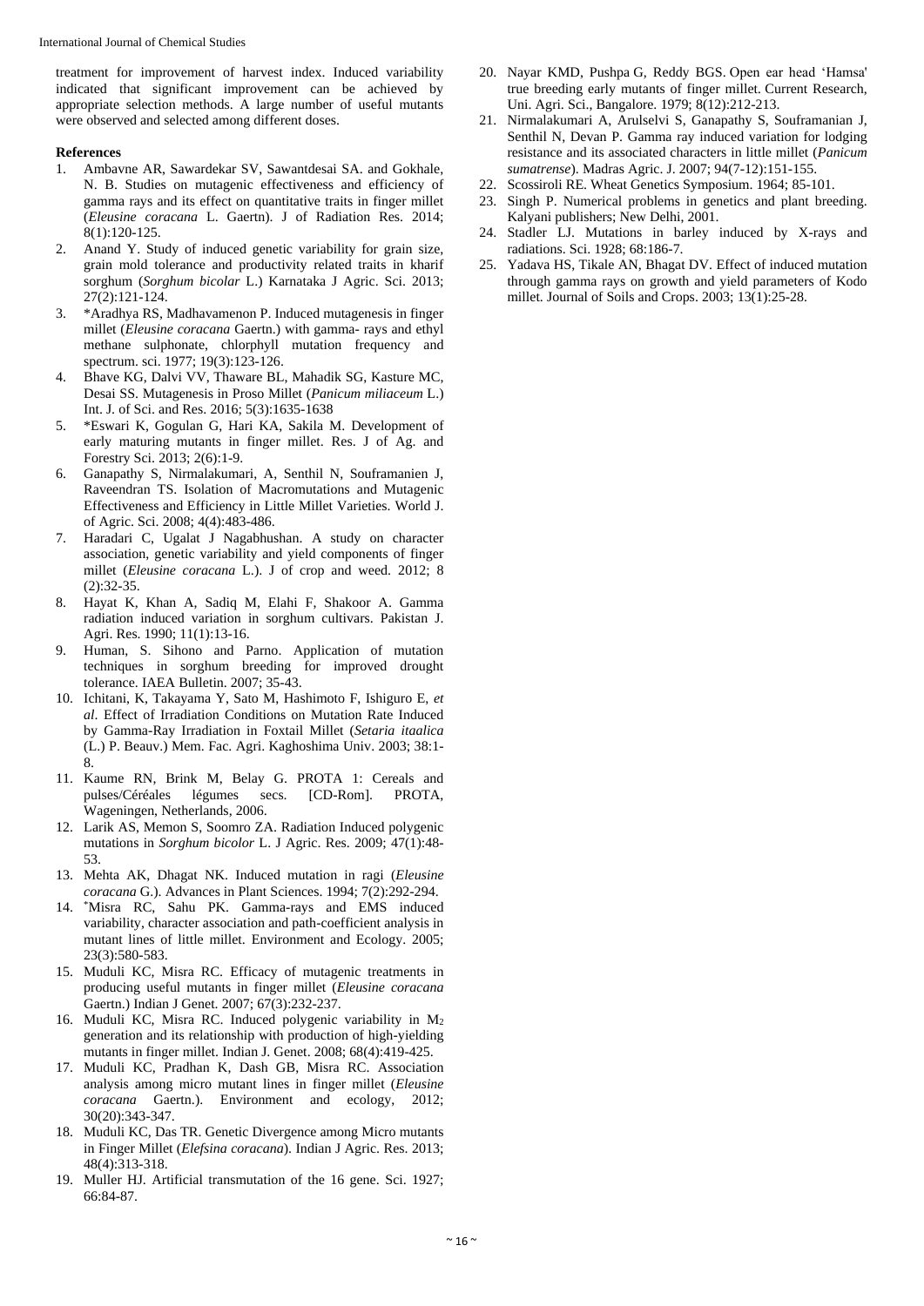treatment for improvement of harvest index. Induced variability indicated that significant improvement can be achieved by appropriate selection methods. A large number of useful mutants were observed and selected among different doses.

**References**

1. Ambavne AR, Sawardekar SV, Sawantdesai SA. and Gokhale, N. B. Studies on mutagenic effectiveness and efficiency of gamma rays and its effect on quantitative traits in finger millet (*Eleusine coracana* L. Gaertn). J of Radiation Res. 2014; 8(1):120-125.
2. Anand Y. Study of induced genetic variability for grain size, grain mold tolerance and productivity related traits in kharif sorghum (*Sorghum bicolar* L.) Karnataka J Agric. Sci. 2013; 27(2):121-124.
3. *Aradhya RS, Madhavamenon P. Induced mutagenesis in finger millet (*Eleusine coracana* Gaertn.) with gamma- rays and ethyl methane sulphonate, chlorphyll mutation frequency and spectrum. sci. 1977; 19(3):123-126.
4. Bhave KG, Dalvi VV, Thaware BL, Mahadik SG, Kasture MC, Desai SS. Mutagenesis in Proso Millet (*Panicum miliaceum* L.) Int. J. of Sci. and Res. 2016; 5(3):1635-1638
5. *Eswari K, Gogulan G, Hari KA, Sakila M. Development of early maturing mutants in finger millet. Res. J of Ag. and Forestry Sci. 2013; 2(6):1-9.
6. Ganapathy S, Nirmalakumari, A, Senthil N, Souframanien J, Raveendran TS. Isolation of Macromutations and Mutagenic Effectiveness and Efficiency in Little Millet Varieties. World J. of Agric. Sci. 2008; 4(4):483-486.
7. Haradari C, Ugalat J Nagabhushan. A study on character association, genetic variability and yield components of finger millet (*Eleusine coracana* L.). J of crop and weed. 2012; 8 (2):32-35.
8. Hayat K, Khan A, Sadiq M, Elahi F, Shakoor A. Gamma radiation induced variation in sorghum cultivars. Pakistan J. Agri. Res. 1990; 11(1):13-16.
9. Human, S. Sihono and Parno. Application of mutation techniques in sorghum breeding for improved drought tolerance. IAEA Bulletin. 2007; 35-43.
10. Ichitani, K, Takayama Y, Sato M, Hashimoto F, Ishiguro E, *et al*. Effect of Irradiation Conditions on Mutation Rate Induced by Gamma-Ray Irradiation in Foxtail Millet (*Setaria itaalica* (L.) P. Beauv.) Mem. Fac. Agri. Kaghoshima Univ. 2003; 38:1-8.
11. Kaume RN, Brink M, Belay G. PROTA 1: Cereals and pulses/Céréales légumes secs. [CD-Rom]. PROTA, Wageningen, Netherlands, 2006.
12. Larik AS, Memon S, Soomro ZA. Radiation Induced polygenic mutations in *Sorghum bicolor* L. J Agric. Res. 2009; 47(1):48-53.
13. Mehta AK, Dhagat NK. Induced mutation in ragi (*Eleusine coracana* G.). Advances in Plant Sciences. 1994; 7(2):292-294.
14. *Misra RC, Sahu PK. Gamma-rays and EMS induced variability, character association and path-coefficient analysis in mutant lines of little millet. Environment and Ecology. 2005; 23(3):580-583.
15. Muduli KC, Misra RC. Efficacy of mutagenic treatments in producing useful mutants in finger millet (*Eleusine coracana* Gaertn.) Indian J Genet. 2007; 67(3):232-237.
16. Muduli KC, Misra RC. Induced polygenic variability in $M_2$ generation and its relationship with production of high-yielding mutants in finger millet. Indian J. Genet. 2008; 68(4):419-425.
17. Muduli KC, Pradhan K, Dash GB, Misra RC. Association analysis among micro mutant lines in finger millet (*Eleusine coracana* Gaertn.). Environment and ecology, 2012; 30(20):343-347.
18. Muduli KC, Das TR. Genetic Divergence among Micro mutants in Finger Millet (*Elefsina coracana*). Indian J Agric. Res. 2013; 48(4):313-318.
19. Muller HJ. Artificial transmutation of the 16 gene. Sci. 1927; 66:84-87.
20. Nayar KMD, Pushpa G, Reddy BGS. Open ear head 'Hamsa' true breeding early mutants of finger millet. Current Research, Uni. Agri. Sci., Bangalore. 1979; 8(12):212-213.
21. Nirmalakumari A, Arulselvi S, Ganapathy S, Souframanian J, Senthil N, Devan P. Gamma ray induced variation for lodging resistance and its associated characters in little millet (*Panicum sumatrense*). Madras Agric. J. 2007; 94(7-12):151-155.
22. Scossiroli RE. Wheat Genetics Symposium. 1964; 85-101.
23. Singh P. Numerical problems in genetics and plant breeding. Kalyani publishers; New Delhi, 2001.
24. Stadler LJ. Mutations in barley induced by X-rays and radiations. Sci. 1928; 68:186-7.
25. Yadava HS, Tikale AN, Bhagat DV. Effect of induced mutation through gamma rays on growth and yield parameters of Kodo millet. Journal of Soils and Crops. 2003; 13(1):25-28.